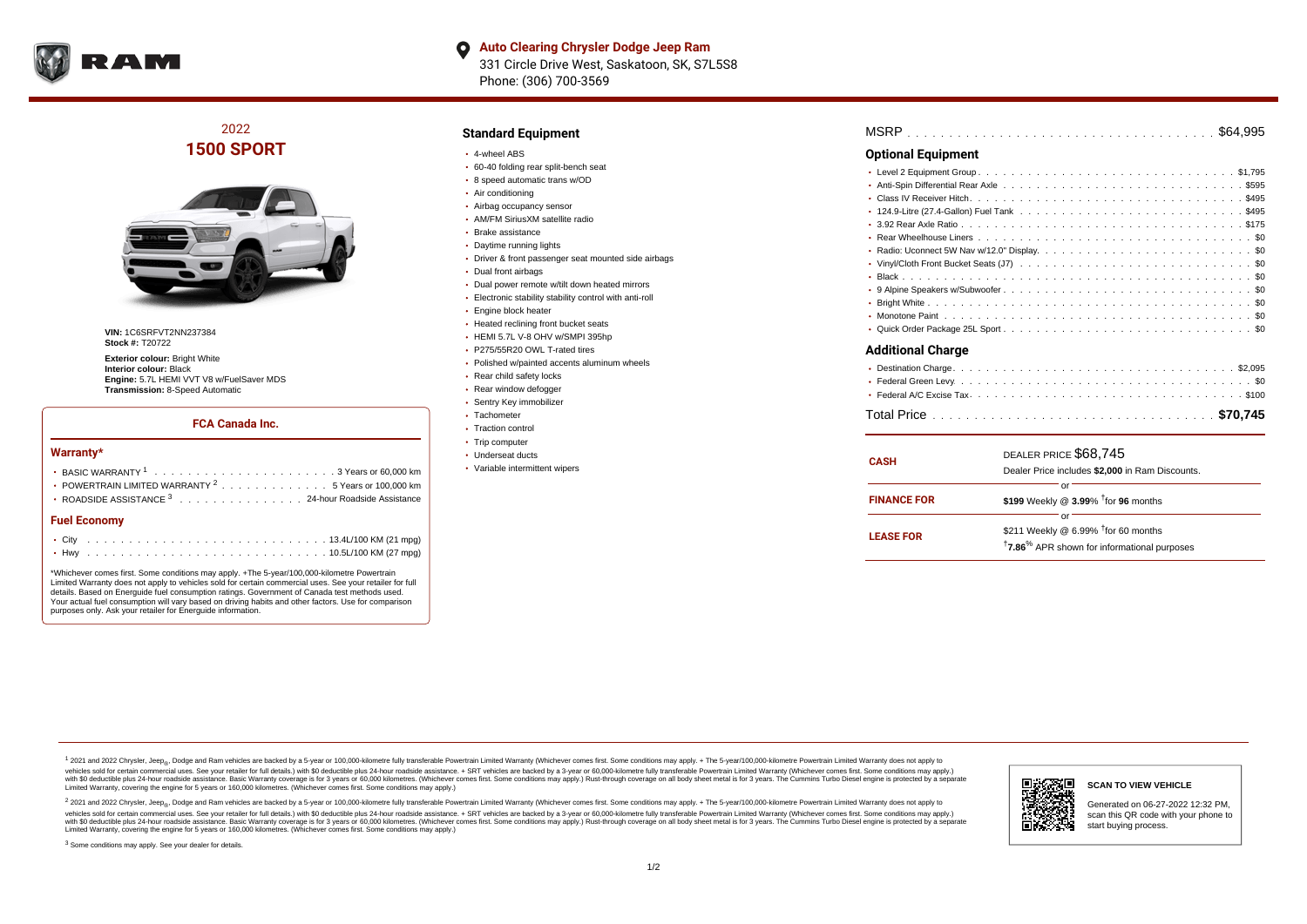**Auto Clearing Chrysler Dodge Jeep Ram**
331 Circle Drive West, Saskatoon, SK, S7L5S8
Phone: (306) 700-3569

## 2022
# 1500 SPORT

**VIN:** 1C6SRFVT2NN237384
**Stock #:** T20722

**Exterior colour:** Bright White
**Interior colour:** Black
**Engine:** 5.7L HEMI VVT V8 w/FuelSaver MDS
**Transmission:** 8-Speed Automatic

### FCA Canada Inc.

#### Warranty*

- BASIC WARRANTY [1] . . . . . . . . . . . . . . . . . . . . . . 3 Years or 60,000 km
- POWERTRAIN LIMITED WARRANTY [2] . . . . . . . . . . . . . 5 Years or 100,000 km
- ROADSIDE ASSISTANCE [3] . . . . . . . . . . . . . . . . 24-hour Roadside Assistance

#### Fuel Economy

- City . . . . . . . . . . . . . . . . . . . . . . . . . . . . . 13.4L/100 KM (21 mpg)
- Hwy . . . . . . . . . . . . . . . . . . . . . . . . . . . . . 10.5L/100 KM (27 mpg)

*Whichever comes first. Some conditions may apply. +The 5-year/100,000-kilometre Powertrain Limited Warranty does not apply to vehicles sold for certain commercial uses. See your retailer for full details. Based on Energuide fuel consumption ratings. Government of Canada test methods used. Your actual fuel consumption will vary based on driving habits and other factors. Use for comparison purposes only. Ask your retailer for Energuide information.

### Standard Equipment

- 4-wheel ABS
- 60-40 folding rear split-bench seat
- 8 speed automatic trans w/OD
- Air conditioning
- Airbag occupancy sensor
- AM/FM SiriusXM satellite radio
- Brake assistance
- Daytime running lights
- Driver & front passenger seat mounted side airbags
- Dual front airbags
- Dual power remote w/tilt down heated mirrors
- Electronic stability stability control with anti-roll
- Engine block heater
- Heated reclining front bucket seats
- HEMI 5.7L V-8 OHV w/SMPI 395hp
- P275/55R20 OWL T-rated tires
- Polished w/painted accents aluminum wheels
- Rear child safety locks
- Rear window defogger
- Sentry Key immobilizer
- Tachometer
- Traction control
- Trip computer
- Underseat ducts
- Variable intermittent wipers

MSRP . . . . . . . . . . . . . . . . . . . . . . . . . . . . . . . . . . . . $64,995

### Optional Equipment

- Level 2 Equipment Group . . . . . . . . . . . . . . . . . . . . . . . . . . . . $1,795
- Anti-Spin Differential Rear Axle . . . . . . . . . . . . . . . . . . . . . . . . . $595
- Class IV Receiver Hitch . . . . . . . . . . . . . . . . . . . . . . . . . . . . . $495
- 124.9-Litre (27.4-Gallon) Fuel Tank . . . . . . . . . . . . . . . . . . . . . . . $495
- 3.92 Rear Axle Ratio . . . . . . . . . . . . . . . . . . . . . . . . . . . . . . $175
- Rear Wheelhouse Liners . . . . . . . . . . . . . . . . . . . . . . . . . . . . . $0
- Radio: Uconnect 5W Nav w/12.0" Display . . . . . . . . . . . . . . . . . . . . . $0
- Vinyl/Cloth Front Bucket Seats (J7) . . . . . . . . . . . . . . . . . . . . . . . $0
- Black . . . . . . . . . . . . . . . . . . . . . . . . . . . . . . . . . . . . . . $0
- 9 Alpine Speakers w/Subwoofer . . . . . . . . . . . . . . . . . . . . . . . . . $0
- Bright White . . . . . . . . . . . . . . . . . . . . . . . . . . . . . . . . . . $0
- Monotone Paint . . . . . . . . . . . . . . . . . . . . . . . . . . . . . . . . . $0
- Quick Order Package 25L Sport . . . . . . . . . . . . . . . . . . . . . . . . . $0

### Additional Charge

- Destination Charge . . . . . . . . . . . . . . . . . . . . . . . . . . . . . . $2,095
- Federal Green Levy . . . . . . . . . . . . . . . . . . . . . . . . . . . . . . . $0
- Federal A/C Excise Tax . . . . . . . . . . . . . . . . . . . . . . . . . . . . . $100

Total Price . . . . . . . . . . . . . . . . . . . . . . . . . . . . . . . . **$70,745**

| | |
|---|---|
| **CASH** | DEALER PRICE $68,745<br>Dealer Price includes **$2,000** in Ram Discounts. |
| | or |
| **FINANCE FOR** | **$199** Weekly @ **3.99**% †for **96** months |
| | or |
| **LEASE FOR** | $211 Weekly @ 6.99% †for 60 months<br>†**7.86**% APR shown for informational purposes |

[1] 2021 and 2022 Chrysler, Jeep®, Dodge and Ram vehicles are backed by a 5-year or 100,000-kilometre fully transferable Powertrain Limited Warranty (Whichever comes first. Some conditions may apply. + The 5-year/100,000-kilometre Powertrain Limited Warranty does not apply to vehicles sold for certain commercial uses. See your retailer for full details.) with $0 deductible plus 24-hour roadside assistance. + SRT vehicles are backed by a 3-year or 60,000-kilometre fully transferable Powertrain Limited Warranty (Whichever comes first. Some conditions may apply.) with $0 deductible plus 24-hour roadside assistance. Basic Warranty coverage is for 3 years or 60,000 kilometres. (Whichever comes first. Some conditions may apply.) Rust-through coverage on all body sheet metal is for 3 years. The Cummins Turbo Diesel engine is protected by a separate Limited Warranty, covering the engine for 5 years or 160,000 kilometres. (Whichever comes first. Some conditions may apply.)

[2] 2021 and 2022 Chrysler, Jeep®, Dodge and Ram vehicles are backed by a 5-year or 100,000-kilometre fully transferable Powertrain Limited Warranty (Whichever comes first. Some conditions may apply. + The 5-year/100,000-kilometre Powertrain Limited Warranty does not apply to vehicles sold for certain commercial uses. See your retailer for full details.) with $0 deductible plus 24-hour roadside assistance. + SRT vehicles are backed by a 3-year or 60,000-kilometre fully transferable Powertrain Limited Warranty (Whichever comes first. Some conditions may apply.) with $0 deductible plus 24-hour roadside assistance. Basic Warranty coverage is for 3 years or 60,000 kilometres. (Whichever comes first. Some conditions may apply.) Rust-through coverage on all body sheet metal is for 3 years. The Cummins Turbo Diesel engine is protected by a separate Limited Warranty, covering the engine for 5 years or 160,000 kilometres. (Whichever comes first. Some conditions may apply.)

[3] Some conditions may apply. See your dealer for details.

**SCAN TO VIEW VEHICLE**

Generated on 06-27-2022 12:32 PM, scan this QR code with your phone to start buying process.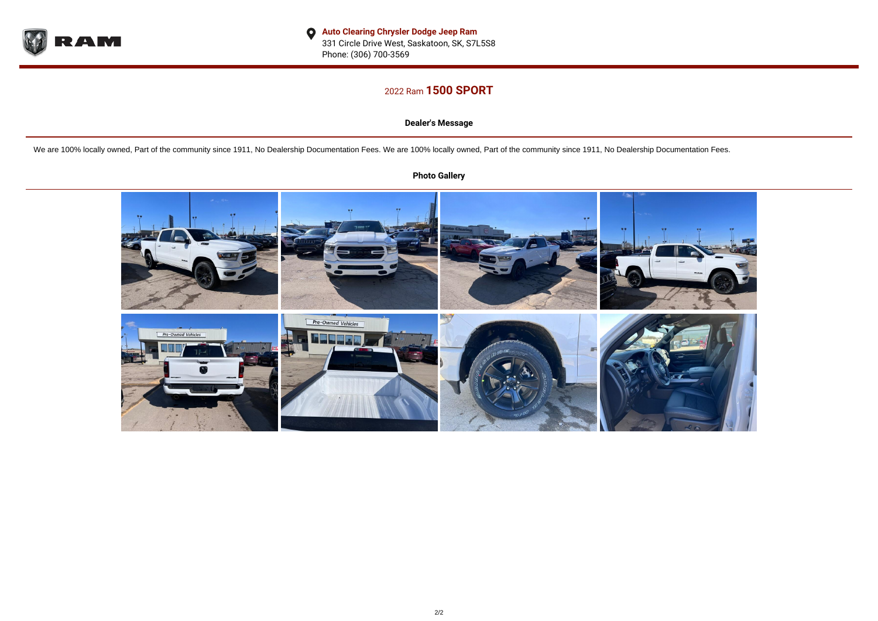**Auto Clearing Chrysler Dodge Jeep Ram**
331 Circle Drive West, Saskatoon, SK, S7L5S8
Phone: (306) 700-3569

# 2022 Ram **1500 SPORT**

## Dealer's Message

We are 100% locally owned, Part of the community since 1911, No Dealership Documentation Fees. We are 100% locally owned, Part of the community since 1911, No Dealership Documentation Fees.

## Photo Gallery